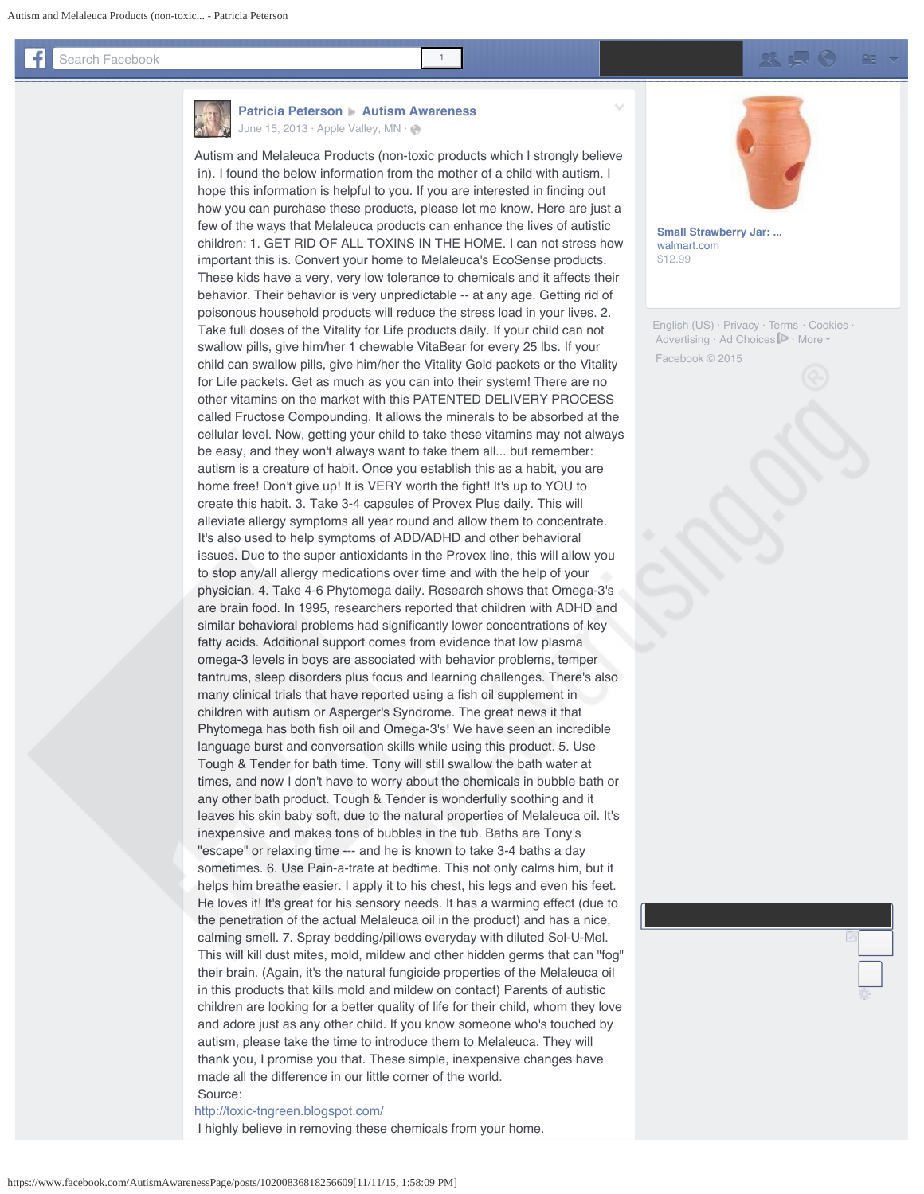**Patricia Peterson** ▶ **Autism Awareness**
June 15, 2013 · Apple Valley, MN ·

Autism and Melaleuca Products (non-toxic products which I strongly believe in). I found the below information from the mother of a child with autism. I hope this information is helpful to you. If you are interested in finding out how you can purchase these products, please let me know. Here are just a few of the ways that Melaleuca products can enhance the lives of autistic children: 1. GET RID OF ALL TOXINS IN THE HOME. I can not stress how important this is. Convert your home to Melaleuca's EcoSense products. These kids have a very, very low tolerance to chemicals and it affects their behavior. Their behavior is very unpredictable -- at any age. Getting rid of poisonous household products will reduce the stress load in your lives. 2. Take full doses of the Vitality for Life products daily. If your child can not swallow pills, give him/her 1 chewable VitaBear for every 25 lbs. If your child can swallow pills, give him/her the Vitality Gold packets or the Vitality for Life packets. Get as much as you can into their system! There are no other vitamins on the market with this PATENTED DELIVERY PROCESS called Fructose Compounding. It allows the minerals to be absorbed at the cellular level. Now, getting your child to take these vitamins may not always be easy, and they won't always want to take them all... but remember: autism is a creature of habit. Once you establish this as a habit, you are home free! Don't give up! It is VERY worth the fight! It's up to YOU to create this habit. 3. Take 3-4 capsules of Provex Plus daily. This will alleviate allergy symptoms all year round and allow them to concentrate. It's also used to help symptoms of ADD/ADHD and other behavioral issues. Due to the super antioxidants in the Provex line, this will allow you to stop any/all allergy medications over time and with the help of your physician. 4. Take 4-6 Phytomega daily. Research shows that Omega-3's are brain food. In 1995, researchers reported that children with ADHD and similar behavioral problems had significantly lower concentrations of key fatty acids. Additional support comes from evidence that low plasma omega-3 levels in boys are associated with behavior problems, temper tantrums, sleep disorders plus focus and learning challenges. There's also many clinical trials that have reported using a fish oil supplement in children with autism or Asperger's Syndrome. The great news it that Phytomega has both fish oil and Omega-3's! We have seen an incredible language burst and conversation skills while using this product. 5. Use Tough & Tender for bath time. Tony will still swallow the bath water at times, and now I don't have to worry about the chemicals in bubble bath or any other bath product. Tough & Tender is wonderfully soothing and it leaves his skin baby soft, due to the natural properties of Melaleuca oil. It's inexpensive and makes tons of bubbles in the tub. Baths are Tony's "escape" or relaxing time --- and he is known to take 3-4 baths a day sometimes. 6. Use Pain-a-trate at bedtime. This not only calms him, but it helps him breathe easier. I apply it to his chest, his legs and even his feet. He loves it! It's great for his sensory needs. It has a warming effect (due to the penetration of the actual Melaleuca oil in the product) and has a nice, calming smell. 7. Spray bedding/pillows everyday with diluted Sol-U-Mel. This will kill dust mites, mold, mildew and other hidden germs that can "fog" their brain. (Again, it's the natural fungicide properties of the Melaleuca oil in this products that kills mold and mildew on contact) Parents of autistic children are looking for a better quality of life for their child, whom they love and adore just as any other child. If you know someone who's touched by autism, please take the time to introduce them to Melaleuca. They will thank you, I promise you that. These simple, inexpensive changes have made all the difference in our little corner of the world.
Source:
http://toxic-tngreen.blogspot.com/
I highly believe in removing these chemicals from your home.

**Small Strawberry Jar: ...**
walmart.com
$12.99

English (US) · Privacy · Terms · Cookies · Advertising · Ad Choices · More
Facebook © 2015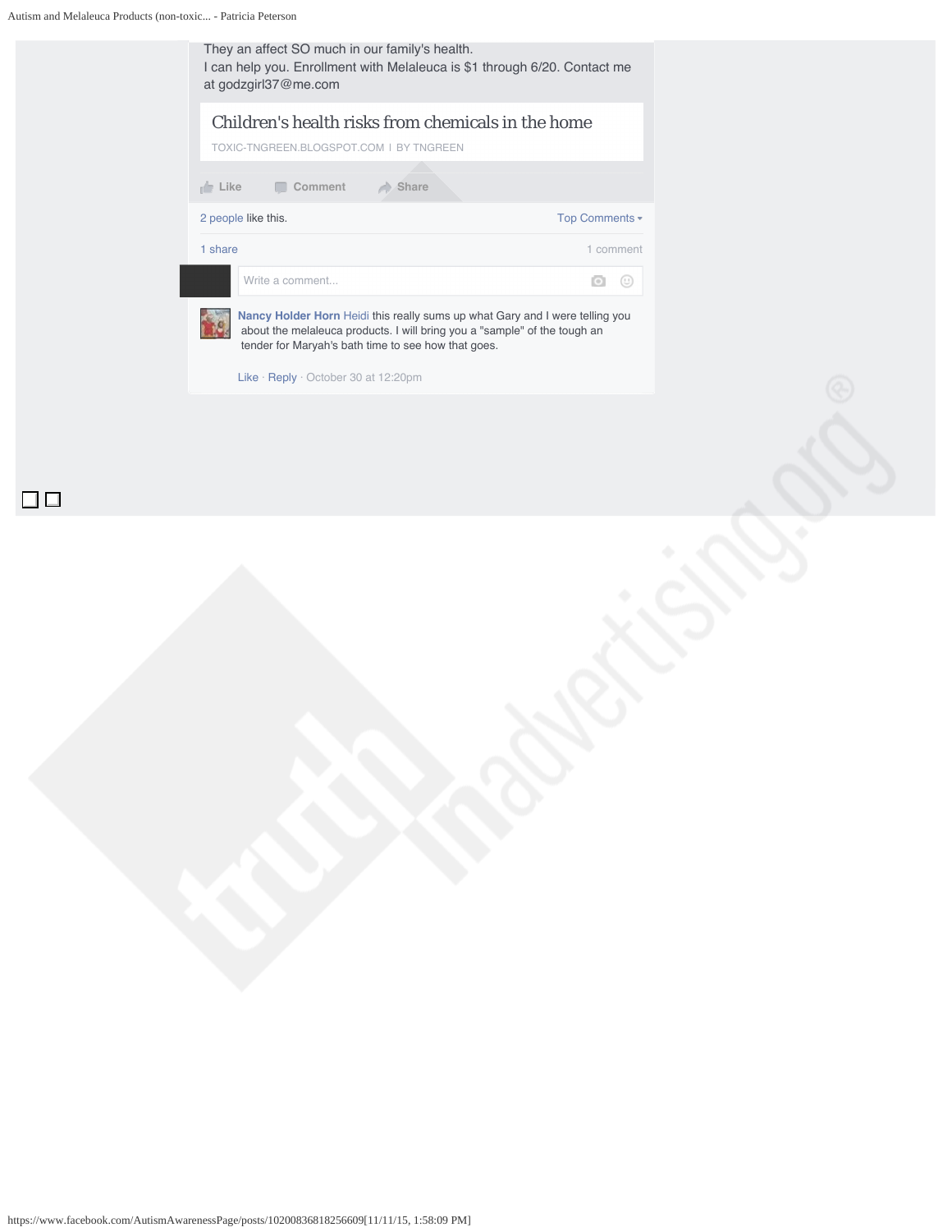They an affect SO much in our family's health.
I can help you. Enrollment with Melaleuca is $1 through 6/20. Contact me at godzgirl37@me.com

Children's health risks from chemicals in the home

TOXIC-TNGREEN.BLOGSPOT.COM | BY TNGREEN

Like Comment Share

2 people like this. Top Comments

1 share 1 comment

Write a comment...

**Nancy Holder Horn** Heidi this really sums up what Gary and I were telling you about the melaleuca products. I will bring you a "sample" of the tough an tender for Maryah's bath time to see how that goes.

Like · Reply · October 30 at 12:20pm